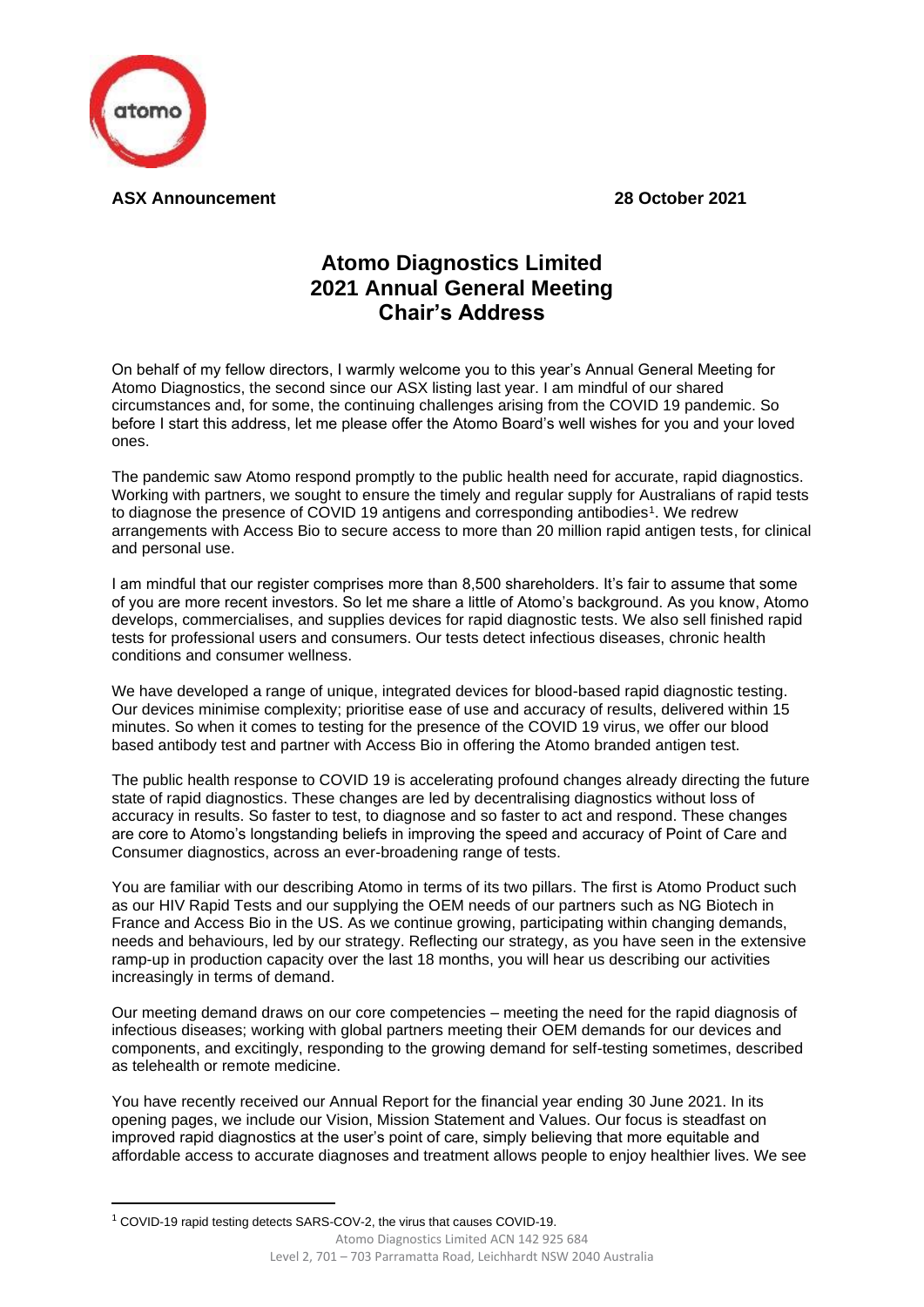**ASX Announcement** **28 October 2021**

# Atomo Diagnostics Limited
# 2021 Annual General Meeting
# Chair's Address

On behalf of my fellow directors, I warmly welcome you to this year's Annual General Meeting for Atomo Diagnostics, the second since our ASX listing last year. I am mindful of our shared circumstances and, for some, the continuing challenges arising from the COVID 19 pandemic. So before I start this address, let me please offer the Atomo Board's well wishes for you and your loved ones.

The pandemic saw Atomo respond promptly to the public health need for accurate, rapid diagnostics. Working with partners, we sought to ensure the timely and regular supply for Australians of rapid tests to diagnose the presence of COVID 19 antigens and corresponding antibodies[1]. We redrew arrangements with Access Bio to secure access to more than 20 million rapid antigen tests, for clinical and personal use.

I am mindful that our register comprises more than 8,500 shareholders. It's fair to assume that some of you are more recent investors. So let me share a little of Atomo's background. As you know, Atomo develops, commercialises, and supplies devices for rapid diagnostic tests. We also sell finished rapid tests for professional users and consumers. Our tests detect infectious diseases, chronic health conditions and consumer wellness.

We have developed a range of unique, integrated devices for blood-based rapid diagnostic testing. Our devices minimise complexity; prioritise ease of use and accuracy of results, delivered within 15 minutes. So when it comes to testing for the presence of the COVID 19 virus, we offer our blood based antibody test and partner with Access Bio in offering the Atomo branded antigen test.

The public health response to COVID 19 is accelerating profound changes already directing the future state of rapid diagnostics. These changes are led by decentralising diagnostics without loss of accuracy in results. So faster to test, to diagnose and so faster to act and respond. These changes are core to Atomo's longstanding beliefs in improving the speed and accuracy of Point of Care and Consumer diagnostics, across an ever-broadening range of tests.

You are familiar with our describing Atomo in terms of its two pillars. The first is Atomo Product such as our HIV Rapid Tests and our supplying the OEM needs of our partners such as NG Biotech in France and Access Bio in the US. As we continue growing, participating within changing demands, needs and behaviours, led by our strategy. Reflecting our strategy, as you have seen in the extensive ramp-up in production capacity over the last 18 months, you will hear us describing our activities increasingly in terms of demand.

Our meeting demand draws on our core competencies – meeting the need for the rapid diagnosis of infectious diseases; working with global partners meeting their OEM demands for our devices and components, and excitingly, responding to the growing demand for self-testing sometimes, described as telehealth or remote medicine.

You have recently received our Annual Report for the financial year ending 30 June 2021. In its opening pages, we include our Vision, Mission Statement and Values. Our focus is steadfast on improved rapid diagnostics at the user's point of care, simply believing that more equitable and affordable access to accurate diagnoses and treatment allows people to enjoy healthier lives. We see

[1] COVID-19 rapid testing detects SARS-COV-2, the virus that causes COVID-19.

Atomo Diagnostics Limited ACN 142 925 684
Level 2, 701 – 703 Parramatta Road, Leichhardt NSW 2040 Australia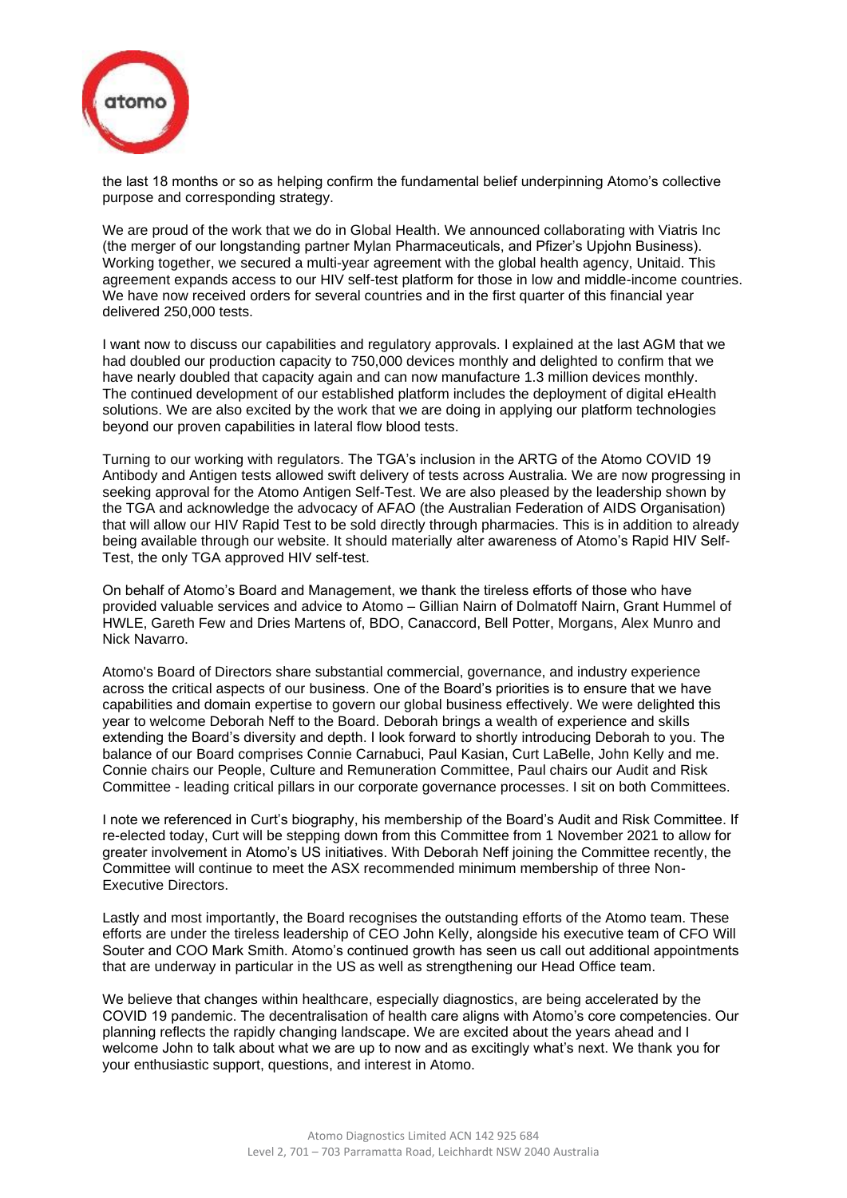the last 18 months or so as helping confirm the fundamental belief underpinning Atomo's collective purpose and corresponding strategy.

We are proud of the work that we do in Global Health. We announced collaborating with Viatris Inc (the merger of our longstanding partner Mylan Pharmaceuticals, and Pfizer's Upjohn Business). Working together, we secured a multi-year agreement with the global health agency, Unitaid. This agreement expands access to our HIV self-test platform for those in low and middle-income countries. We have now received orders for several countries and in the first quarter of this financial year delivered 250,000 tests.

I want now to discuss our capabilities and regulatory approvals. I explained at the last AGM that we had doubled our production capacity to 750,000 devices monthly and delighted to confirm that we have nearly doubled that capacity again and can now manufacture 1.3 million devices monthly. The continued development of our established platform includes the deployment of digital eHealth solutions. We are also excited by the work that we are doing in applying our platform technologies beyond our proven capabilities in lateral flow blood tests.

Turning to our working with regulators. The TGA's inclusion in the ARTG of the Atomo COVID 19 Antibody and Antigen tests allowed swift delivery of tests across Australia. We are now progressing in seeking approval for the Atomo Antigen Self-Test. We are also pleased by the leadership shown by the TGA and acknowledge the advocacy of AFAO (the Australian Federation of AIDS Organisation) that will allow our HIV Rapid Test to be sold directly through pharmacies. This is in addition to already being available through our website. It should materially alter awareness of Atomo's Rapid HIV Self-Test, the only TGA approved HIV self-test.

On behalf of Atomo's Board and Management, we thank the tireless efforts of those who have provided valuable services and advice to Atomo – Gillian Nairn of Dolmatoff Nairn, Grant Hummel of HWLE, Gareth Few and Dries Martens of, BDO, Canaccord, Bell Potter, Morgans, Alex Munro and Nick Navarro.

Atomo's Board of Directors share substantial commercial, governance, and industry experience across the critical aspects of our business. One of the Board's priorities is to ensure that we have capabilities and domain expertise to govern our global business effectively. We were delighted this year to welcome Deborah Neff to the Board. Deborah brings a wealth of experience and skills extending the Board's diversity and depth. I look forward to shortly introducing Deborah to you. The balance of our Board comprises Connie Carnabuci, Paul Kasian, Curt LaBelle, John Kelly and me. Connie chairs our People, Culture and Remuneration Committee, Paul chairs our Audit and Risk Committee - leading critical pillars in our corporate governance processes. I sit on both Committees.

I note we referenced in Curt's biography, his membership of the Board's Audit and Risk Committee. If re-elected today, Curt will be stepping down from this Committee from 1 November 2021 to allow for greater involvement in Atomo's US initiatives. With Deborah Neff joining the Committee recently, the Committee will continue to meet the ASX recommended minimum membership of three Non-Executive Directors.

Lastly and most importantly, the Board recognises the outstanding efforts of the Atomo team. These efforts are under the tireless leadership of CEO John Kelly, alongside his executive team of CFO Will Souter and COO Mark Smith. Atomo's continued growth has seen us call out additional appointments that are underway in particular in the US as well as strengthening our Head Office team.

We believe that changes within healthcare, especially diagnostics, are being accelerated by the COVID 19 pandemic. The decentralisation of health care aligns with Atomo's core competencies. Our planning reflects the rapidly changing landscape. We are excited about the years ahead and I welcome John to talk about what we are up to now and as excitingly what's next. We thank you for your enthusiastic support, questions, and interest in Atomo.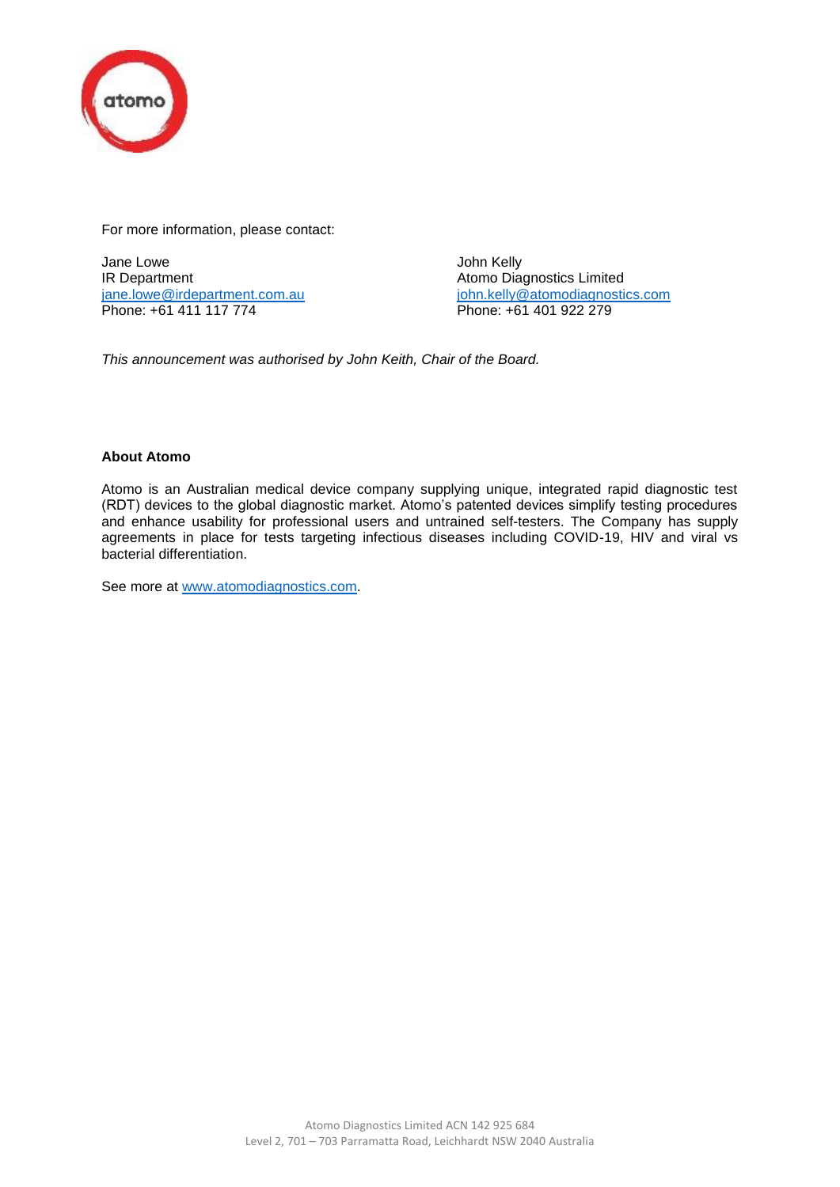For more information, please contact:

Jane Lowe
IR Department
jane.lowe@irdepartment.com.au
Phone: +61 411 117 774

John Kelly
Atomo Diagnostics Limited
john.kelly@atomodiagnostics.com
Phone: +61 401 922 279

*This announcement was authorised by John Keith, Chair of the Board.*

**About Atomo**

Atomo is an Australian medical device company supplying unique, integrated rapid diagnostic test (RDT) devices to the global diagnostic market. Atomo's patented devices simplify testing procedures and enhance usability for professional users and untrained self-testers. The Company has supply agreements in place for tests targeting infectious diseases including COVID-19, HIV and viral vs bacterial differentiation.

See more at www.atomodiagnostics.com.

Atomo Diagnostics Limited ACN 142 925 684
Level 2, 701 – 703 Parramatta Road, Leichhardt NSW 2040 Australia